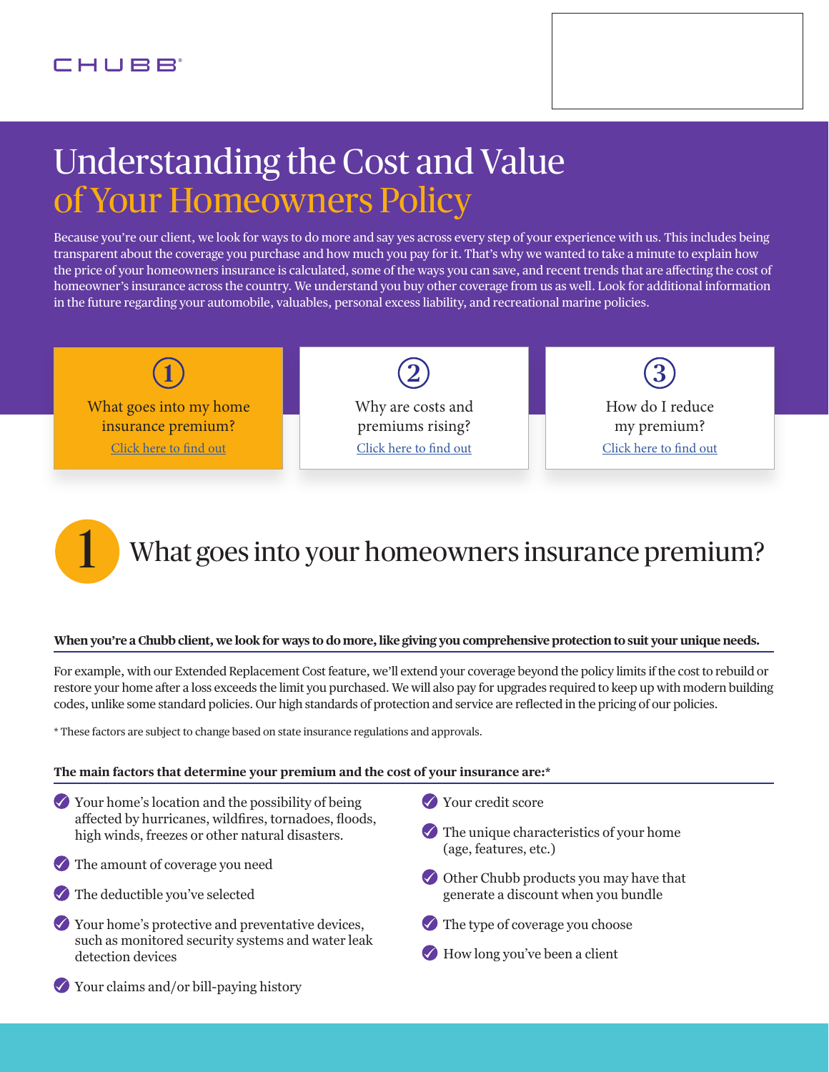CHUBB®

# Understanding the Cost and Value of Your Homeowners Policy

Because you're our client, we look for ways to do more and say yes across every step of your experience with us. This includes being transparent about the coverage you purchase and how much you pay for it. That's why we wanted to take a minute to explain how the price of your homeowners insurance is calculated, some of the ways you can save, and recent trends that are affecting the cost of homeowner's insurance across the country. We understand you buy other coverage from us as well. Look for additional information in the future regarding your automobile, valuables, personal excess liability, and recreational marine policies.

**1** What goes into my home insurance premium? Click here to find out

**2** Why are costs and premiums rising? Click here to find out

**3** How do I reduce my premium? Click here to find out

## 1 What goes into your homeowners insurance premium?

**When you're a Chubb client, we look for ways to do more, like giving you comprehensive protection to suit your unique needs.**

For example, with our Extended Replacement Cost feature, we'll extend your coverage beyond the policy limits if the cost to rebuild or restore your home after a loss exceeds the limit you purchased. We will also pay for upgrades required to keep up with modern building codes, unlike some standard policies. Our high standards of protection and service are reflected in the pricing of our policies.

* These factors are subject to change based on state insurance regulations and approvals.

**The main factors that determine your premium and the cost of your insurance are:***

- Your home's location and the possibility of being affected by hurricanes, wildfires, tornadoes, floods, high winds, freezes or other natural disasters.
- The amount of coverage you need
- The deductible you've selected
- Your home's protective and preventative devices, such as monitored security systems and water leak detection devices
- Your claims and/or bill-paying history
- Your credit score
- The unique characteristics of your home (age, features, etc.)
- Other Chubb products you may have that generate a discount when you bundle
- The type of coverage you choose
- How long you've been a client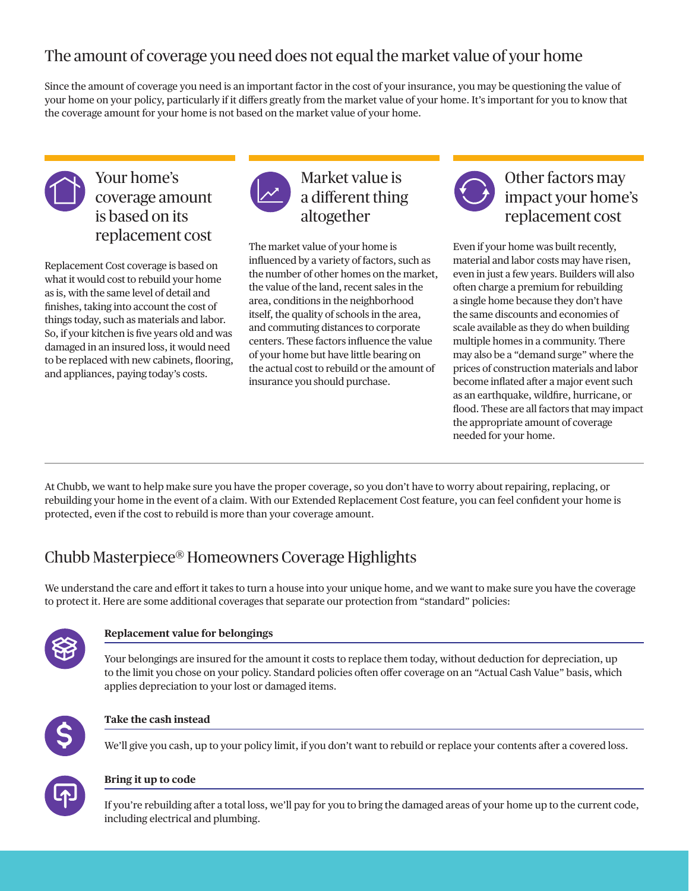## The amount of coverage you need does not equal the market value of your home

Since the amount of coverage you need is an important factor in the cost of your insurance, you may be questioning the value of your home on your policy, particularly if it differs greatly from the market value of your home. It's important for you to know that the coverage amount for your home is not based on the market value of your home.

### Your home's coverage amount is based on its replacement cost

Replacement Cost coverage is based on what it would cost to rebuild your home as is, with the same level of detail and finishes, taking into account the cost of things today, such as materials and labor. So, if your kitchen is five years old and was damaged in an insured loss, it would need to be replaced with new cabinets, flooring, and appliances, paying today's costs.

### Market value is a different thing altogether

The market value of your home is influenced by a variety of factors, such as the number of other homes on the market, the value of the land, recent sales in the area, conditions in the neighborhood itself, the quality of schools in the area, and commuting distances to corporate centers. These factors influence the value of your home but have little bearing on the actual cost to rebuild or the amount of insurance you should purchase.

### Other factors may impact your home's replacement cost

Even if your home was built recently, material and labor costs may have risen, even in just a few years. Builders will also often charge a premium for rebuilding a single home because they don't have the same discounts and economies of scale available as they do when building multiple homes in a community. There may also be a "demand surge" where the prices of construction materials and labor become inflated after a major event such as an earthquake, wildfire, hurricane, or flood. These are all factors that may impact the appropriate amount of coverage needed for your home.

---

At Chubb, we want to help make sure you have the proper coverage, so you don't have to worry about repairing, replacing, or rebuilding your home in the event of a claim. With our Extended Replacement Cost feature, you can feel confident your home is protected, even if the cost to rebuild is more than your coverage amount.

## Chubb Masterpiece® Homeowners Coverage Highlights

We understand the care and effort it takes to turn a house into your unique home, and we want to make sure you have the coverage to protect it. Here are some additional coverages that separate our protection from "standard" policies:

**Replacement value for belongings**

Your belongings are insured for the amount it costs to replace them today, without deduction for depreciation, up to the limit you chose on your policy. Standard policies often offer coverage on an "Actual Cash Value" basis, which applies depreciation to your lost or damaged items.

**Take the cash instead**

We'll give you cash, up to your policy limit, if you don't want to rebuild or replace your contents after a covered loss.

**Bring it up to code**

If you're rebuilding after a total loss, we'll pay for you to bring the damaged areas of your home up to the current code, including electrical and plumbing.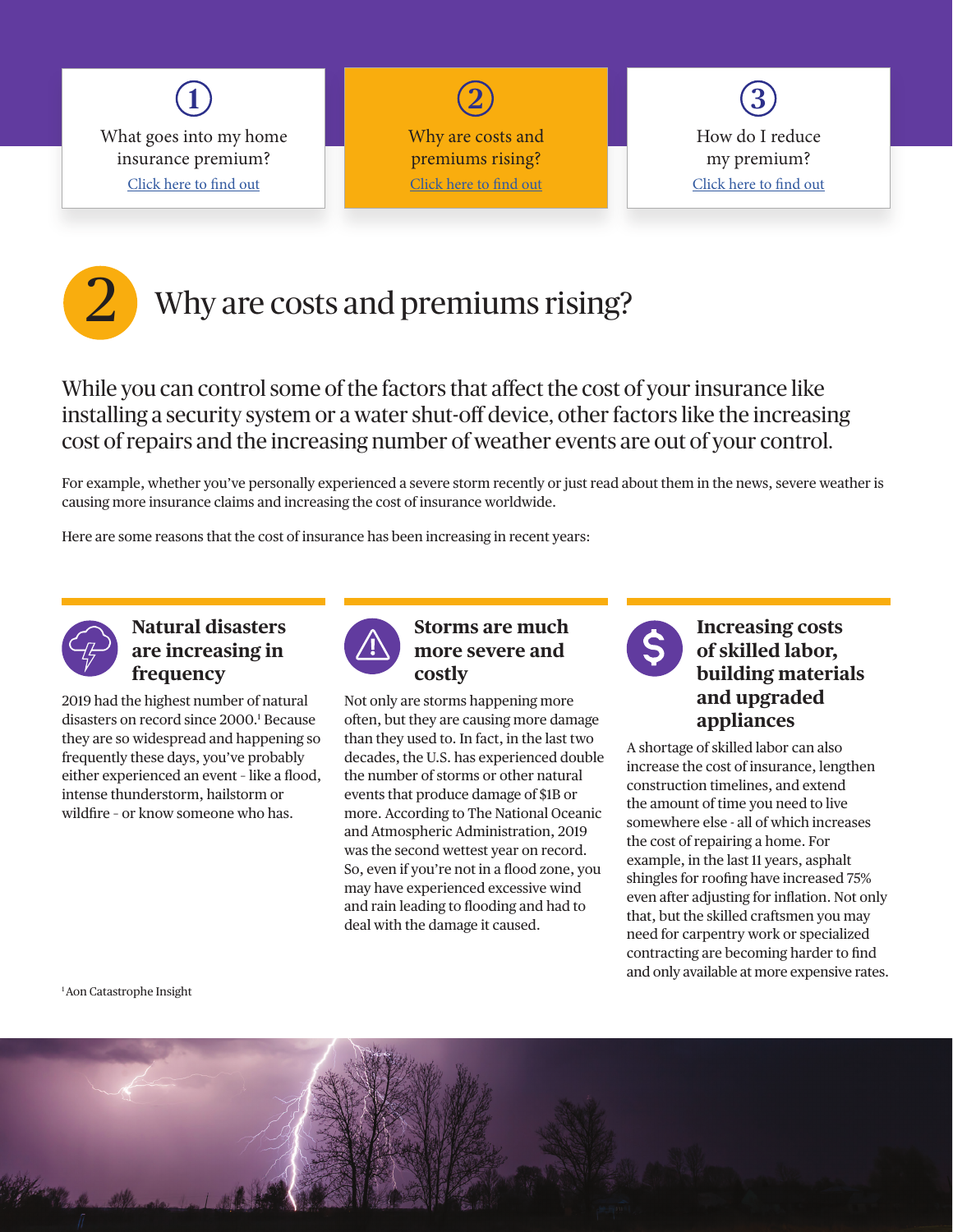1 What goes into my home insurance premium? [Click here to find out]

2 Why are costs and premiums rising? [Click here to find out]

3 How do I reduce my premium? [Click here to find out]

# 2 Why are costs and premiums rising?

While you can control some of the factors that affect the cost of your insurance like installing a security system or a water shut-off device, other factors like the increasing cost of repairs and the increasing number of weather events are out of your control.

For example, whether you've personally experienced a severe storm recently or just read about them in the news, severe weather is causing more insurance claims and increasing the cost of insurance worldwide.

Here are some reasons that the cost of insurance has been increasing in recent years:

### Natural disasters are increasing in frequency

2019 had the highest number of natural disasters on record since 2000.[1] Because they are so widespread and happening so frequently these days, you've probably either experienced an event - like a flood, intense thunderstorm, hailstorm or wildfire - or know someone who has.

### Storms are much more severe and costly

Not only are storms happening more often, but they are causing more damage than they used to. In fact, in the last two decades, the U.S. has experienced double the number of storms or other natural events that produce damage of $1B or more. According to The National Oceanic and Atmospheric Administration, 2019 was the second wettest year on record. So, even if you're not in a flood zone, you may have experienced excessive wind and rain leading to flooding and had to deal with the damage it caused.

### Increasing costs of skilled labor, building materials and upgraded appliances

A shortage of skilled labor can also increase the cost of insurance, lengthen construction timelines, and extend the amount of time you need to live somewhere else - all of which increases the cost of repairing a home. For example, in the last 11 years, asphalt shingles for roofing have increased 75% even after adjusting for inflation. Not only that, but the skilled craftsmen you may need for carpentry work or specialized contracting are becoming harder to find and only available at more expensive rates.

[1] Aon Catastrophe Insight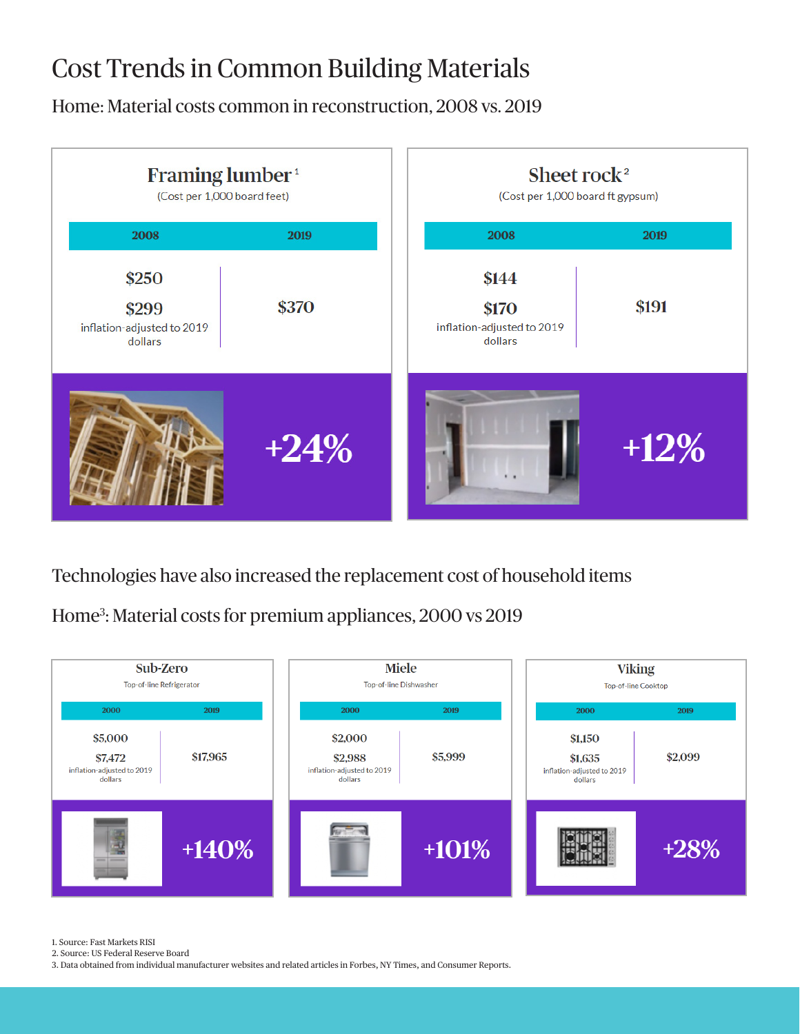# Cost Trends in Common Building Materials

## Home: Material costs common in reconstruction, 2008 vs. 2019

### Framing lumber[1]

(Cost per 1,000 board feet)

| 2008 | 2019 |
|---|---|
| $250<br>$299<br>inflation-adjusted to 2019 dollars | $370 |

**+24%**

### Sheet rock[2]

(Cost per 1,000 board ft gypsum)

| 2008 | 2019 |
|---|---|
| $144<br>$170<br>inflation-adjusted to 2019 dollars | $191 |

**+12%**

## Technologies have also increased the replacement cost of household items

## Home[3]: Material costs for premium appliances, 2000 vs 2019

### Sub-Zero

Top-of-line Refrigerator

| 2000 | 2019 |
|---|---|
| $5,000<br>$7,472<br>inflation-adjusted to 2019 dollars | $17,965 |

**+140%**

### Miele

Top-of-line Dishwasher

| 2000 | 2019 |
|---|---|
| $2,000<br>$2,988<br>inflation-adjusted to 2019 dollars | $5,999 |

**+101%**

### Viking

Top-of-line Cooktop

| 2000 | 2019 |
|---|---|
| $1,150<br>$1,635<br>inflation-adjusted to 2019 dollars | $2,099 |

**+28%**

1. Source: Fast Markets RISI
2. Source: US Federal Reserve Board
3. Data obtained from individual manufacturer websites and related articles in Forbes, NY Times, and Consumer Reports.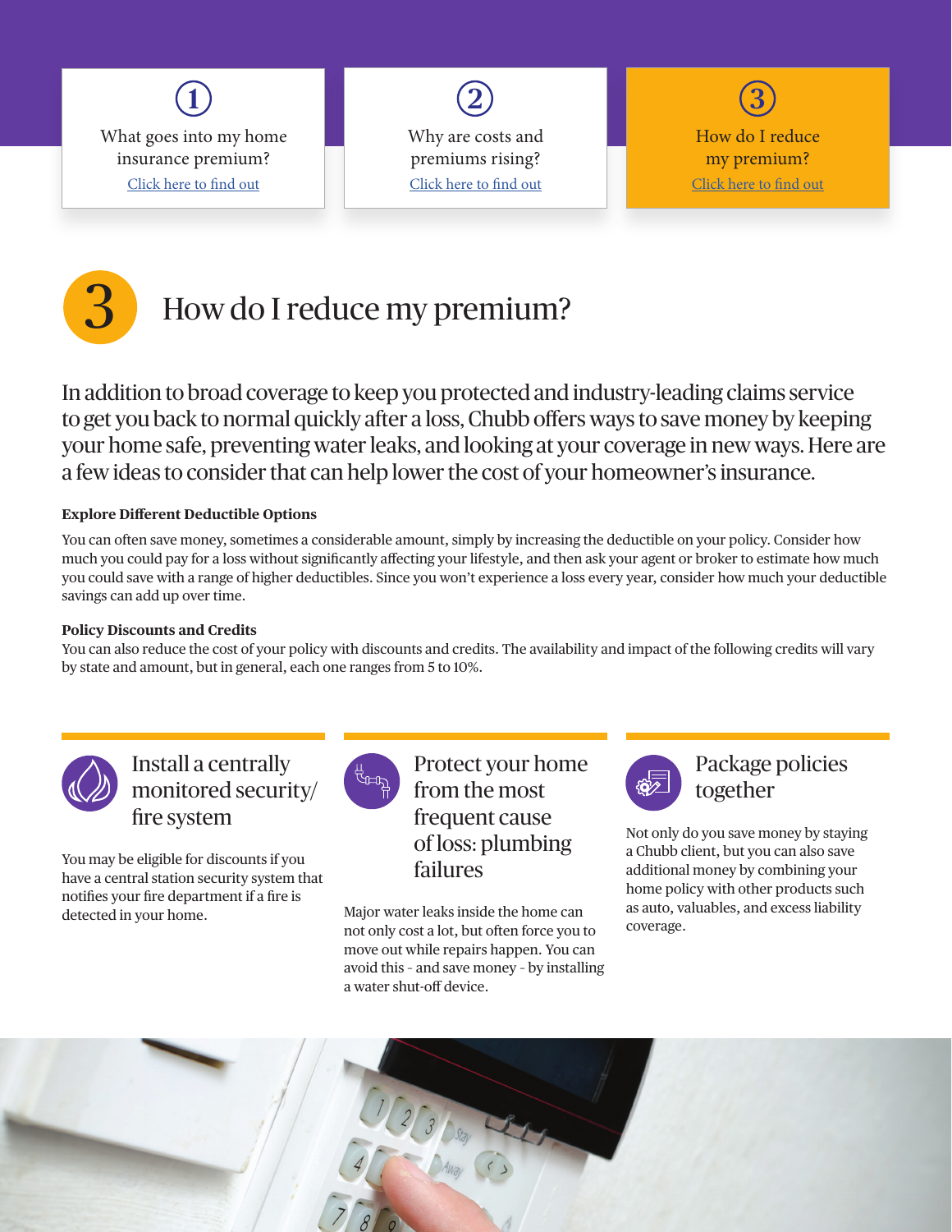① What goes into my home insurance premium?
Click here to find out

② Why are costs and premiums rising?
Click here to find out

③ How do I reduce my premium?
Click here to find out

# 3 How do I reduce my premium?

In addition to broad coverage to keep you protected and industry-leading claims service to get you back to normal quickly after a loss, Chubb offers ways to save money by keeping your home safe, preventing water leaks, and looking at your coverage in new ways. Here are a few ideas to consider that can help lower the cost of your homeowner's insurance.

**Explore Different Deductible Options**

You can often save money, sometimes a considerable amount, simply by increasing the deductible on your policy. Consider how much you could pay for a loss without significantly affecting your lifestyle, and then ask your agent or broker to estimate how much you could save with a range of higher deductibles. Since you won't experience a loss every year, consider how much your deductible savings can add up over time.

**Policy Discounts and Credits**

You can also reduce the cost of your policy with discounts and credits. The availability and impact of the following credits will vary by state and amount, but in general, each one ranges from 5 to 10%.

## Install a centrally monitored security/fire system

You may be eligible for discounts if you have a central station security system that notifies your fire department if a fire is detected in your home.

## Protect your home from the most frequent cause of loss: plumbing failures

Major water leaks inside the home can not only cost a lot, but often force you to move out while repairs happen. You can avoid this - and save money - by installing a water shut-off device.

## Package policies together

Not only do you save money by staying a Chubb client, but you can also save additional money by combining your home policy with other products such as auto, valuables, and excess liability coverage.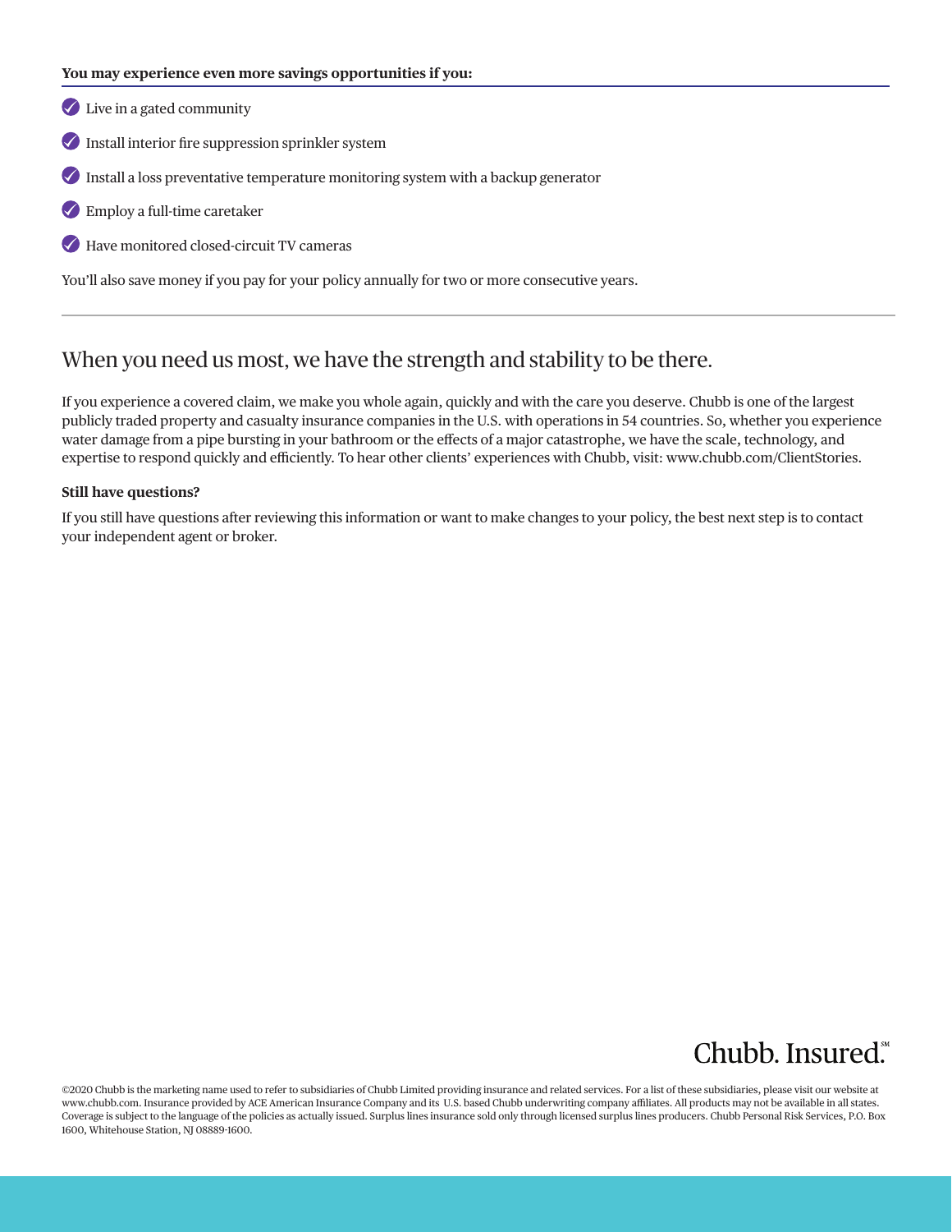**You may experience even more savings opportunities if you:**

- Live in a gated community
- Install interior fire suppression sprinkler system
- Install a loss preventative temperature monitoring system with a backup generator
- Employ a full-time caretaker
- Have monitored closed-circuit TV cameras

You'll also save money if you pay for your policy annually for two or more consecutive years.

## When you need us most, we have the strength and stability to be there.

If you experience a covered claim, we make you whole again, quickly and with the care you deserve. Chubb is one of the largest publicly traded property and casualty insurance companies in the U.S. with operations in 54 countries. So, whether you experience water damage from a pipe bursting in your bathroom or the effects of a major catastrophe, we have the scale, technology, and expertise to respond quickly and efficiently. To hear other clients' experiences with Chubb, visit: www.chubb.com/ClientStories.

**Still have questions?**

If you still have questions after reviewing this information or want to make changes to your policy, the best next step is to contact your independent agent or broker.

Chubb. Insured.℠

©2020 Chubb is the marketing name used to refer to subsidiaries of Chubb Limited providing insurance and related services. For a list of these subsidiaries, please visit our website at www.chubb.com. Insurance provided by ACE American Insurance Company and its U.S. based Chubb underwriting company affiliates. All products may not be available in all states. Coverage is subject to the language of the policies as actually issued. Surplus lines insurance sold only through licensed surplus lines producers. Chubb Personal Risk Services, P.O. Box 1600, Whitehouse Station, NJ 08889-1600.